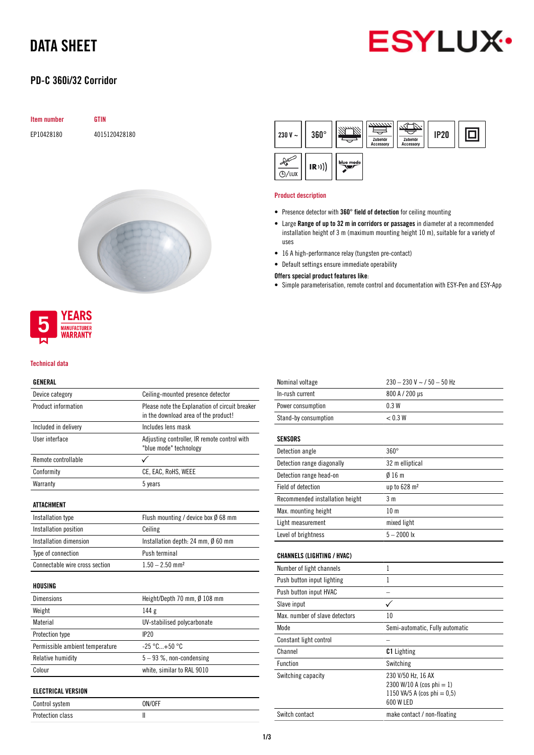# DATA SHEET

## PD-C 360i/32 Corridor

| Item number | GTIN |
|---|---|
| EP10428180 | 4015120428180 |

230 V ~ | 360° | IP20 | IR | blue mode

5 YEARS MANUFACTURER WARRANTY

### Product description

- Presence detector with **360° field of detection** for ceiling mounting
- Large **Range of up to 32 m in corridors or passages** in diameter at a recommended installation height of 3 m (maximum mounting height 10 m), suitable for a variety of uses
- 16 A high-performance relay (tungsten pre-contact)
- Default settings ensure immediate operability

**Offers special product features like**:

- Simple parameterisation, remote control and documentation with ESY-Pen and ESY-App

### Technical data

| GENERAL | |
|---|---|
| Device category | Ceiling-mounted presence detector |
| Product information | Please note the Explanation of circuit breaker in the download area of the product! |
| Included in delivery | Includes lens mask |
| User interface | Adjusting controller, IR remote control with "blue mode" technology |
| Remote controllable | ✓ |
| Conformity | CE, EAC, RoHS, WEEE |
| Warranty | 5 years |

| ATTACHMENT | |
|---|---|
| Installation type | Flush mounting / device box Ø 68 mm |
| Installation position | Ceiling |
| Installation dimension | Installation depth: 24 mm, Ø 60 mm |
| Type of connection | Push terminal |
| Connectable wire cross section | 1.50 – 2.50 mm² |

| HOUSING | |
|---|---|
| Dimensions | Height/Depth 70 mm, Ø 108 mm |
| Weight | 144 g |
| Material | UV-stabilised polycarbonate |
| Protection type | IP20 |
| Permissible ambient temperature | -25 °C...+50 °C |
| Relative humidity | 5 – 93 %, non-condensing |
| Colour | white, similar to RAL 9010 |

| ELECTRICAL VERSION | |
|---|---|
| Control system | ON/OFF |
| Protection class | II |
| Nominal voltage | 230 – 230 V ~ / 50 – 50 Hz |
| In-rush current | 800 A / 200 µs |
| Power consumption | 0.3 W |
| Stand-by consumption | < 0.3 W |

| SENSORS | |
|---|---|
| Detection angle | 360° |
| Detection range diagonally | 32 m elliptical |
| Detection range head-on | Ø 16 m |
| Field of detection | up to 628 m² |
| Recommended installation height | 3 m |
| Max. mounting height | 10 m |
| Light measurement | mixed light |
| Level of brightness | 5 – 2000 lx |

| CHANNELS (LIGHTING / HVAC) | |
|---|---|
| Number of light channels | 1 |
| Push button input lighting | 1 |
| Push button input HVAC | – |
| Slave input | ✓ |
| Max. number of slave detectors | 10 |
| Mode | Semi-automatic, Fully automatic |
| Constant light control | – |
| Channel | **C1** Lighting |
| Function | Switching |
| Switching capacity | 230 V/50 Hz, 16 AX<br>2300 W/10 A (cos phi = 1)<br>1150 VA/5 A (cos phi = 0,5)<br>600 W LED |
| Switch contact | make contact / non-floating |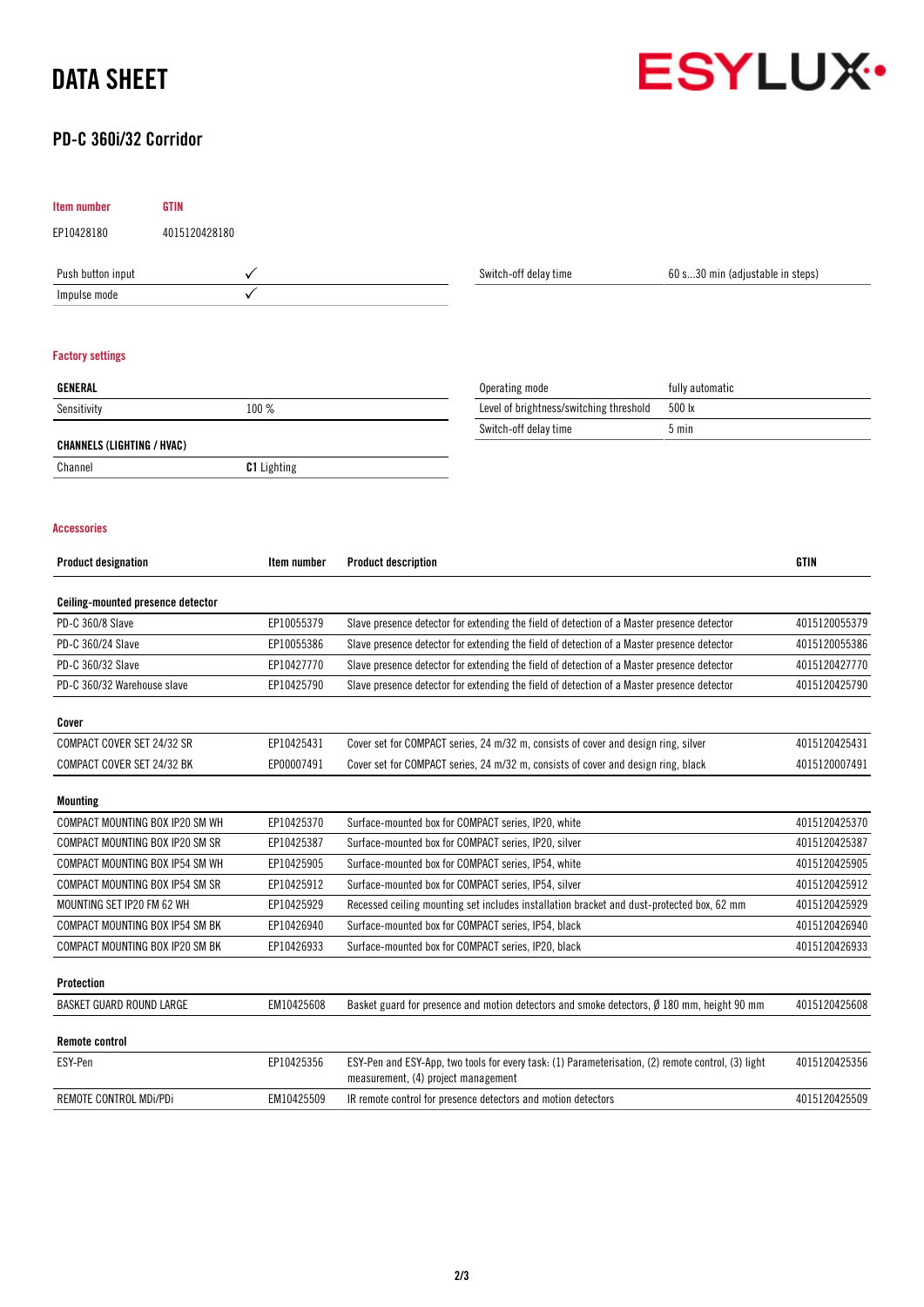# DATA SHEET

## PD-C 360i/32 Corridor

| Item number | GTIN |
|---|---|
| EP10428180 | 4015120428180 |

| | |
|---|---|
| Push button input | ✓ |
| Impulse mode | ✓ |

| | |
|---|---|
| Switch-off delay time | 60 s...30 min (adjustable in steps) |

### Factory settings

| GENERAL | |
|---|---|
| Sensitivity | 100 % |

| CHANNELS (LIGHTING / HVAC) | |
|---|---|
| Channel | **C1** Lighting |

| | |
|---|---|
| Operating mode | fully automatic |
| Level of brightness/switching threshold | 500 lx |
| Switch-off delay time | 5 min |

### Accessories

| Product designation | Item number | Product description | GTIN |
|---|---|---|---|
| **Ceiling-mounted presence detector** | | | |
| PD-C 360/8 Slave | EP10055379 | Slave presence detector for extending the field of detection of a Master presence detector | 4015120055379 |
| PD-C 360/24 Slave | EP10055386 | Slave presence detector for extending the field of detection of a Master presence detector | 4015120055386 |
| PD-C 360/32 Slave | EP10427770 | Slave presence detector for extending the field of detection of a Master presence detector | 4015120427770 |
| PD-C 360/32 Warehouse slave | EP10425790 | Slave presence detector for extending the field of detection of a Master presence detector | 4015120425790 |
| **Cover** | | | |
| COMPACT COVER SET 24/32 SR | EP10425431 | Cover set for COMPACT series, 24 m/32 m, consists of cover and design ring, silver | 4015120425431 |
| COMPACT COVER SET 24/32 BK | EP00007491 | Cover set for COMPACT series, 24 m/32 m, consists of cover and design ring, black | 4015120007491 |
| **Mounting** | | | |
| COMPACT MOUNTING BOX IP20 SM WH | EP10425370 | Surface-mounted box for COMPACT series, IP20, white | 4015120425370 |
| COMPACT MOUNTING BOX IP20 SM SR | EP10425387 | Surface-mounted box for COMPACT series, IP20, silver | 4015120425387 |
| COMPACT MOUNTING BOX IP54 SM WH | EP10425905 | Surface-mounted box for COMPACT series, IP54, white | 4015120425905 |
| COMPACT MOUNTING BOX IP54 SM SR | EP10425912 | Surface-mounted box for COMPACT series, IP54, silver | 4015120425912 |
| MOUNTING SET IP20 FM 62 WH | EP10425929 | Recessed ceiling mounting set includes installation bracket and dust-protected box, 62 mm | 4015120425929 |
| COMPACT MOUNTING BOX IP54 SM BK | EP10426940 | Surface-mounted box for COMPACT series, IP54, black | 4015120426940 |
| COMPACT MOUNTING BOX IP20 SM BK | EP10426933 | Surface-mounted box for COMPACT series, IP20, black | 4015120426933 |
| **Protection** | | | |
| BASKET GUARD ROUND LARGE | EM10425608 | Basket guard for presence and motion detectors and smoke detectors, Ø 180 mm, height 90 mm | 4015120425608 |
| **Remote control** | | | |
| ESY-Pen | EP10425356 | ESY-Pen and ESY-App, two tools for every task: (1) Parameterisation, (2) remote control, (3) light measurement, (4) project management | 4015120425356 |
| REMOTE CONTROL MDi/PDi | EM10425509 | IR remote control for presence detectors and motion detectors | 4015120425509 |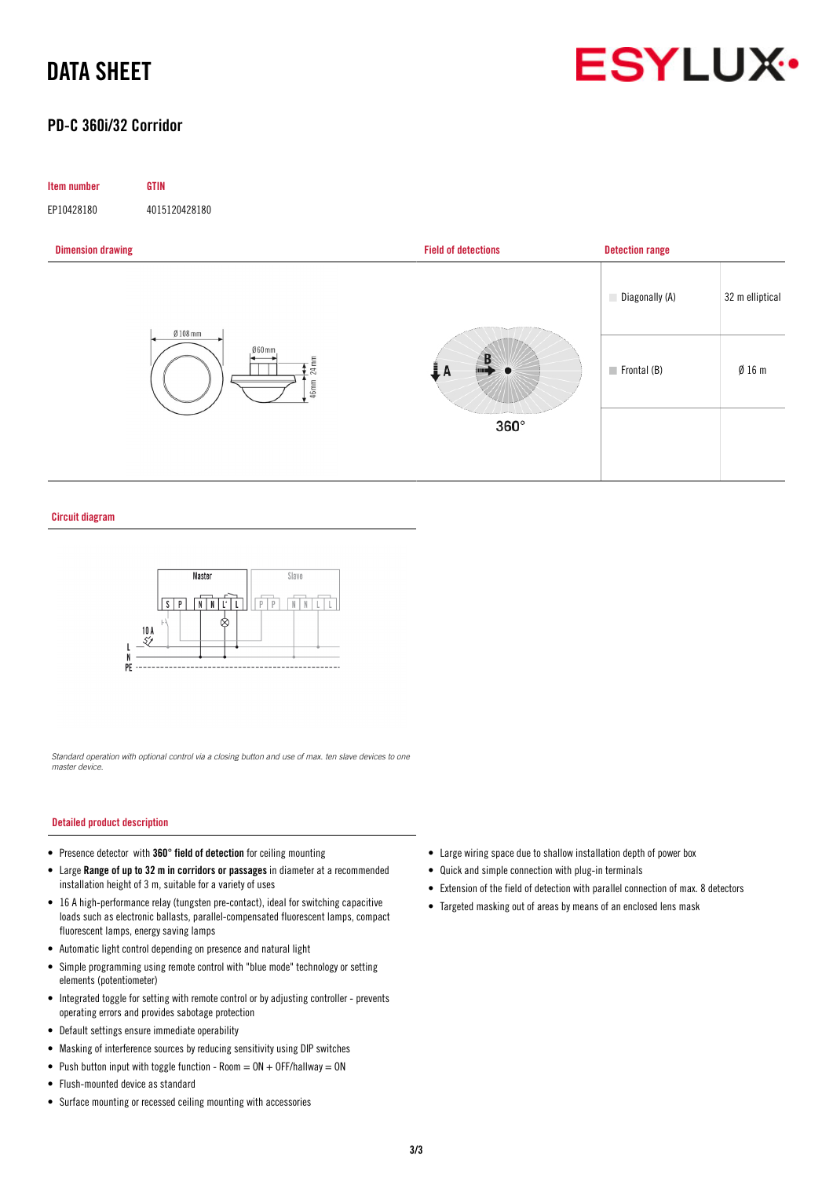# DATA SHEET

## PD-C 360i/32 Corridor

| Item number | GTIN |
| --- | --- |
| EP10428180 | 4015120428180 |

### Dimension drawing

Ø 108 mm

Ø 60 mm

24 mm

46 mm

### Field of detections

A

B

360°

### Detection range

| | |
| --- | --- |
| Diagonally (A) | 32 m elliptical |
| Frontal (B) | Ø 16 m |

### Circuit diagram

Master

Slave

S P N N L' L

P P N N L L

10 A

L

N

PE

*Standard operation with optional control via a closing button and use of max. ten slave devices to one master device.*

### Detailed product description

- Presence detector with **360° field of detection** for ceiling mounting
- Large **Range of up to 32 m in corridors or passages** in diameter at a recommended installation height of 3 m, suitable for a variety of uses
- 16 A high-performance relay (tungsten pre-contact), ideal for switching capacitive loads such as electronic ballasts, parallel-compensated fluorescent lamps, compact fluorescent lamps, energy saving lamps
- Automatic light control depending on presence and natural light
- Simple programming using remote control with "blue mode" technology or setting elements (potentiometer)
- Integrated toggle for setting with remote control or by adjusting controller - prevents operating errors and provides sabotage protection
- Default settings ensure immediate operability
- Masking of interference sources by reducing sensitivity using DIP switches
- Push button input with toggle function - Room = ON + OFF/hallway = ON
- Flush-mounted device as standard
- Surface mounting or recessed ceiling mounting with accessories
- Large wiring space due to shallow installation depth of power box
- Quick and simple connection with plug-in terminals
- Extension of the field of detection with parallel connection of max. 8 detectors
- Targeted masking out of areas by means of an enclosed lens mask